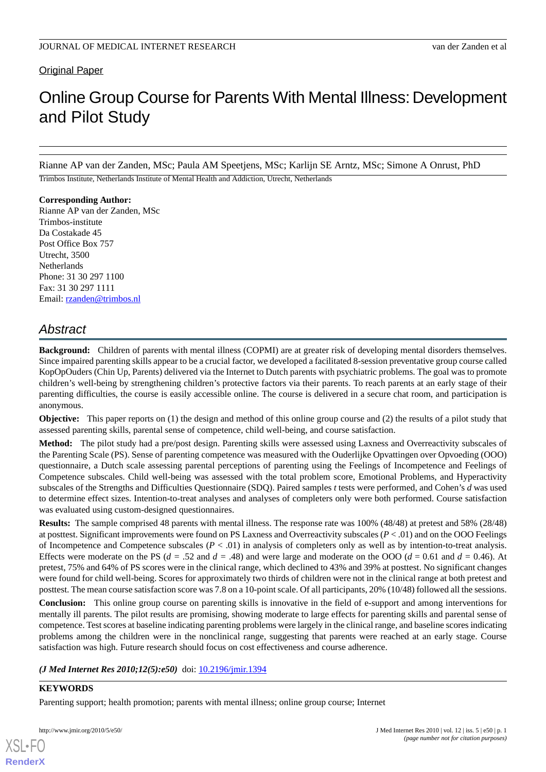Original Paper

# Online Group Course for Parents With Mental Illness: Development and Pilot Study

Rianne AP van der Zanden, MSc; Paula AM Speetjens, MSc; Karlijn SE Arntz, MSc; Simone A Onrust, PhD

Trimbos Institute, Netherlands Institute of Mental Health and Addiction, Utrecht, Netherlands

**Corresponding Author:**
Rianne AP van der Zanden, MSc
Trimbos-institute
Da Costakade 45
Post Office Box 757
Utrecht, 3500
Netherlands
Phone: 31 30 297 1100
Fax: 31 30 297 1111
Email: rzanden@trimbos.nl

## *Abstract*

**Background:** Children of parents with mental illness (COPMI) are at greater risk of developing mental disorders themselves. Since impaired parenting skills appear to be a crucial factor, we developed a facilitated 8-session preventative group course called KopOpOuders (Chin Up, Parents) delivered via the Internet to Dutch parents with psychiatric problems. The goal was to promote children's well-being by strengthening children's protective factors via their parents. To reach parents at an early stage of their parenting difficulties, the course is easily accessible online. The course is delivered in a secure chat room, and participation is anonymous.

**Objective:** This paper reports on (1) the design and method of this online group course and (2) the results of a pilot study that assessed parenting skills, parental sense of competence, child well-being, and course satisfaction.

**Method:** The pilot study had a pre/post design. Parenting skills were assessed using Laxness and Overreactivity subscales of the Parenting Scale (PS). Sense of parenting competence was measured with the Ouderlijke Opvattingen over Opvoeding (OOO) questionnaire, a Dutch scale assessing parental perceptions of parenting using the Feelings of Incompetence and Feelings of Competence subscales. Child well-being was assessed with the total problem score, Emotional Problems, and Hyperactivity subscales of the Strengths and Difficulties Questionnaire (SDQ). Paired samples *t* tests were performed, and Cohen's *d* was used to determine effect sizes. Intention-to-treat analyses and analyses of completers only were both performed. Course satisfaction was evaluated using custom-designed questionnaires.

**Results:** The sample comprised 48 parents with mental illness. The response rate was 100% (48/48) at pretest and 58% (28/48) at posttest. Significant improvements were found on PS Laxness and Overreactivity subscales ($P < .01$) and on the OOO Feelings of Incompetence and Competence subscales ($P < .01$) in analysis of completers only as well as by intention-to-treat analysis. Effects were moderate on the PS ($d = .52$ and $d = .48$) and were large and moderate on the OOO ($d = 0.61$ and $d = 0.46$). At pretest, 75% and 64% of PS scores were in the clinical range, which declined to 43% and 39% at posttest. No significant changes were found for child well-being. Scores for approximately two thirds of children were not in the clinical range at both pretest and posttest. The mean course satisfaction score was 7.8 on a 10-point scale. Of all participants, 20% (10/48) followed all the sessions.

**Conclusion:** This online group course on parenting skills is innovative in the field of e-support and among interventions for mentally ill parents. The pilot results are promising, showing moderate to large effects for parenting skills and parental sense of competence. Test scores at baseline indicating parenting problems were largely in the clinical range, and baseline scores indicating problems among the children were in the nonclinical range, suggesting that parents were reached at an early stage. Course satisfaction was high. Future research should focus on cost effectiveness and course adherence.

***(J Med Internet Res 2010;12(5):e50)*** doi: 10.2196/jmir.1394

**KEYWORDS**

Parenting support; health promotion; parents with mental illness; online group course; Internet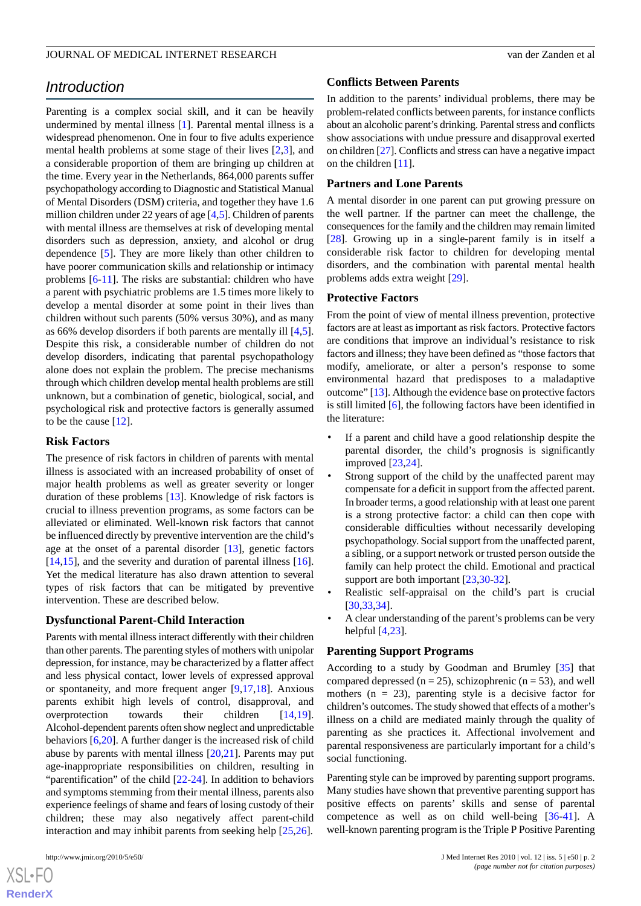## Introduction

Parenting is a complex social skill, and it can be heavily undermined by mental illness [1]. Parental mental illness is a widespread phenomenon. One in four to five adults experience mental health problems at some stage of their lives [2,3], and a considerable proportion of them are bringing up children at the time. Every year in the Netherlands, 864,000 parents suffer psychopathology according to Diagnostic and Statistical Manual of Mental Disorders (DSM) criteria, and together they have 1.6 million children under 22 years of age [4,5]. Children of parents with mental illness are themselves at risk of developing mental disorders such as depression, anxiety, and alcohol or drug dependence [5]. They are more likely than other children to have poorer communication skills and relationship or intimacy problems [6-11]. The risks are substantial: children who have a parent with psychiatric problems are 1.5 times more likely to develop a mental disorder at some point in their lives than children without such parents (50% versus 30%), and as many as 66% develop disorders if both parents are mentally ill [4,5]. Despite this risk, a considerable number of children do not develop disorders, indicating that parental psychopathology alone does not explain the problem. The precise mechanisms through which children develop mental health problems are still unknown, but a combination of genetic, biological, social, and psychological risk and protective factors is generally assumed to be the cause [12].

### Risk Factors

The presence of risk factors in children of parents with mental illness is associated with an increased probability of onset of major health problems as well as greater severity or longer duration of these problems [13]. Knowledge of risk factors is crucial to illness prevention programs, as some factors can be alleviated or eliminated. Well-known risk factors that cannot be influenced directly by preventive intervention are the child's age at the onset of a parental disorder [13], genetic factors [14,15], and the severity and duration of parental illness [16]. Yet the medical literature has also drawn attention to several types of risk factors that can be mitigated by preventive intervention. These are described below.

### Dysfunctional Parent-Child Interaction

Parents with mental illness interact differently with their children than other parents. The parenting styles of mothers with unipolar depression, for instance, may be characterized by a flatter affect and less physical contact, lower levels of expressed approval or spontaneity, and more frequent anger [9,17,18]. Anxious parents exhibit high levels of control, disapproval, and overprotection towards their children [14,19]. Alcohol-dependent parents often show neglect and unpredictable behaviors [6,20]. A further danger is the increased risk of child abuse by parents with mental illness [20,21]. Parents may put age-inappropriate responsibilities on children, resulting in "parentification" of the child [22-24]. In addition to behaviors and symptoms stemming from their mental illness, parents also experience feelings of shame and fears of losing custody of their children; these may also negatively affect parent-child interaction and may inhibit parents from seeking help [25,26].

### Conflicts Between Parents

In addition to the parents' individual problems, there may be problem-related conflicts between parents, for instance conflicts about an alcoholic parent's drinking. Parental stress and conflicts show associations with undue pressure and disapproval exerted on children [27]. Conflicts and stress can have a negative impact on the children [11].

### Partners and Lone Parents

A mental disorder in one parent can put growing pressure on the well partner. If the partner can meet the challenge, the consequences for the family and the children may remain limited [28]. Growing up in a single-parent family is in itself a considerable risk factor to children for developing mental disorders, and the combination with parental mental health problems adds extra weight [29].

### Protective Factors

From the point of view of mental illness prevention, protective factors are at least as important as risk factors. Protective factors are conditions that improve an individual's resistance to risk factors and illness; they have been defined as "those factors that modify, ameliorate, or alter a person's response to some environmental hazard that predisposes to a maladaptive outcome" [13]. Although the evidence base on protective factors is still limited [6], the following factors have been identified in the literature:

- If a parent and child have a good relationship despite the parental disorder, the child's prognosis is significantly improved [23,24].
- Strong support of the child by the unaffected parent may compensate for a deficit in support from the affected parent. In broader terms, a good relationship with at least one parent is a strong protective factor: a child can then cope with considerable difficulties without necessarily developing psychopathology. Social support from the unaffected parent, a sibling, or a support network or trusted person outside the family can help protect the child. Emotional and practical support are both important [23,30-32].
- Realistic self-appraisal on the child's part is crucial [30,33,34].
- A clear understanding of the parent's problems can be very helpful [4,23].

### Parenting Support Programs

According to a study by Goodman and Brumley [35] that compared depressed (n = 25), schizophrenic (n = 53), and well mothers (n = 23), parenting style is a decisive factor for children's outcomes. The study showed that effects of a mother's illness on a child are mediated mainly through the quality of parenting as she practices it. Affectional involvement and parental responsiveness are particularly important for a child's social functioning.

Parenting style can be improved by parenting support programs. Many studies have shown that preventive parenting support has positive effects on parents' skills and sense of parental competence as well as on child well-being [36-41]. A well-known parenting program is the Triple P Positive Parenting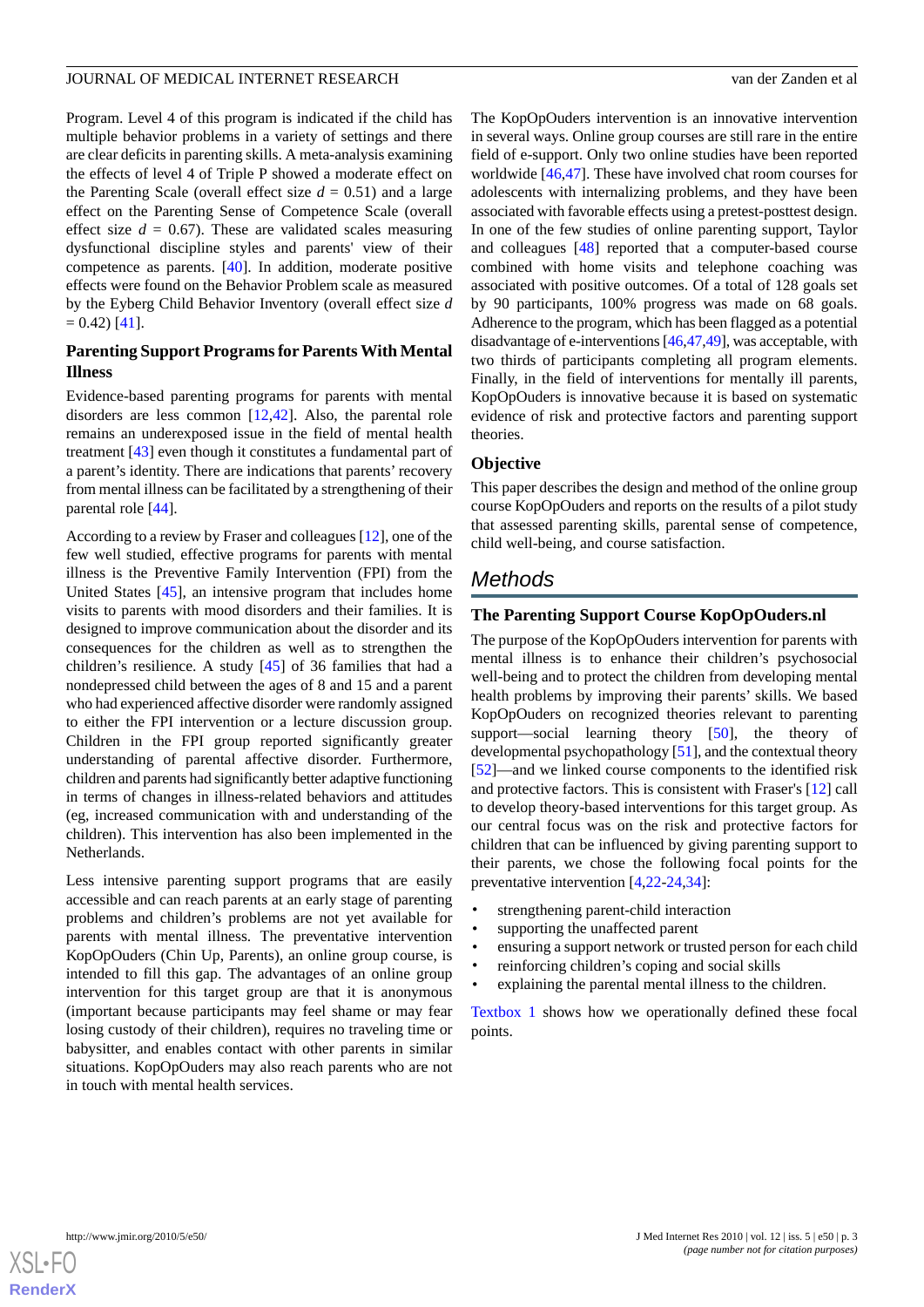Program. Level 4 of this program is indicated if the child has multiple behavior problems in a variety of settings and there are clear deficits in parenting skills. A meta-analysis examining the effects of level 4 of Triple P showed a moderate effect on the Parenting Scale (overall effect size $d$ = 0.51) and a large effect on the Parenting Sense of Competence Scale (overall effect size $d$ = 0.67). These are validated scales measuring dysfunctional discipline styles and parents' view of their competence as parents. [40]. In addition, moderate positive effects were found on the Behavior Problem scale as measured by the Eyberg Child Behavior Inventory (overall effect size $d$ = 0.42) [41].

### Parenting Support Programs for Parents With Mental Illness

Evidence-based parenting programs for parents with mental disorders are less common [12,42]. Also, the parental role remains an underexposed issue in the field of mental health treatment [43] even though it constitutes a fundamental part of a parent's identity. There are indications that parents' recovery from mental illness can be facilitated by a strengthening of their parental role [44].

According to a review by Fraser and colleagues [12], one of the few well studied, effective programs for parents with mental illness is the Preventive Family Intervention (FPI) from the United States [45], an intensive program that includes home visits to parents with mood disorders and their families. It is designed to improve communication about the disorder and its consequences for the children as well as to strengthen the children's resilience. A study [45] of 36 families that had a nondepressed child between the ages of 8 and 15 and a parent who had experienced affective disorder were randomly assigned to either the FPI intervention or a lecture discussion group. Children in the FPI group reported significantly greater understanding of parental affective disorder. Furthermore, children and parents had significantly better adaptive functioning in terms of changes in illness-related behaviors and attitudes (eg, increased communication with and understanding of the children). This intervention has also been implemented in the Netherlands.

Less intensive parenting support programs that are easily accessible and can reach parents at an early stage of parenting problems and children's problems are not yet available for parents with mental illness. The preventative intervention KopOpOuders (Chin Up, Parents), an online group course, is intended to fill this gap. The advantages of an online group intervention for this target group are that it is anonymous (important because participants may feel shame or may fear losing custody of their children), requires no traveling time or babysitter, and enables contact with other parents in similar situations. KopOpOuders may also reach parents who are not in touch with mental health services.

The KopOpOuders intervention is an innovative intervention in several ways. Online group courses are still rare in the entire field of e-support. Only two online studies have been reported worldwide [46,47]. These have involved chat room courses for adolescents with internalizing problems, and they have been associated with favorable effects using a pretest-posttest design. In one of the few studies of online parenting support, Taylor and colleagues [48] reported that a computer-based course combined with home visits and telephone coaching was associated with positive outcomes. Of a total of 128 goals set by 90 participants, 100% progress was made on 68 goals. Adherence to the program, which has been flagged as a potential disadvantage of e-interventions [46,47,49], was acceptable, with two thirds of participants completing all program elements. Finally, in the field of interventions for mentally ill parents, KopOpOuders is innovative because it is based on systematic evidence of risk and protective factors and parenting support theories.

### Objective

This paper describes the design and method of the online group course KopOpOuders and reports on the results of a pilot study that assessed parenting skills, parental sense of competence, child well-being, and course satisfaction.

## Methods

### The Parenting Support Course KopOpOuders.nl

The purpose of the KopOpOuders intervention for parents with mental illness is to enhance their children's psychosocial well-being and to protect the children from developing mental health problems by improving their parents' skills. We based KopOpOuders on recognized theories relevant to parenting support—social learning theory [50], the theory of developmental psychopathology [51], and the contextual theory [52]—and we linked course components to the identified risk and protective factors. This is consistent with Fraser's [12] call to develop theory-based interventions for this target group. As our central focus was on the risk and protective factors for children that can be influenced by giving parenting support to their parents, we chose the following focal points for the preventative intervention [4,22-24,34]:

- strengthening parent-child interaction
- supporting the unaffected parent
- ensuring a support network or trusted person for each child
- reinforcing children's coping and social skills
- explaining the parental mental illness to the children.

Textbox 1 shows how we operationally defined these focal points.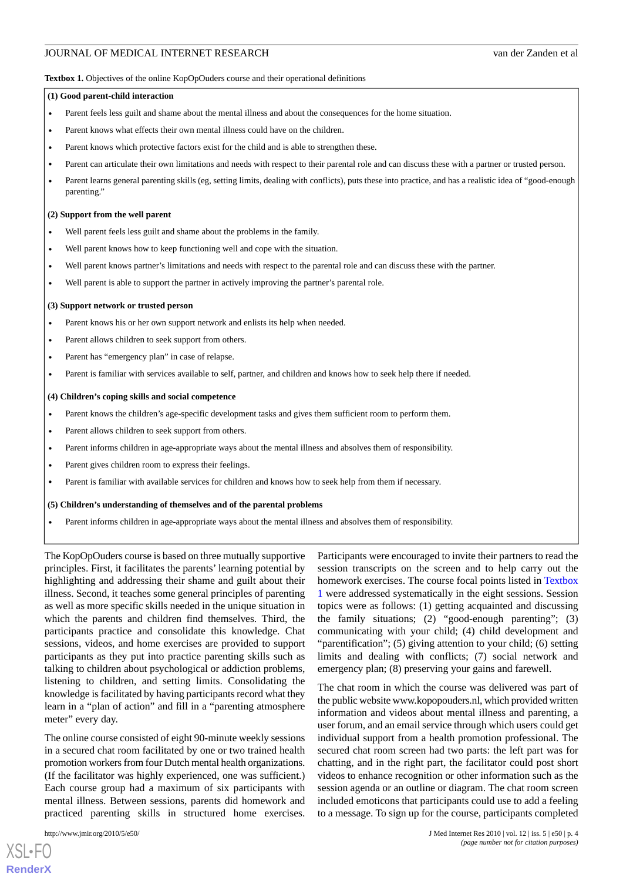**Textbox 1.** Objectives of the online KopOpOuders course and their operational definitions

**(1) Good parent-child interaction**

- Parent feels less guilt and shame about the mental illness and about the consequences for the home situation.
- Parent knows what effects their own mental illness could have on the children.
- Parent knows which protective factors exist for the child and is able to strengthen these.
- Parent can articulate their own limitations and needs with respect to their parental role and can discuss these with a partner or trusted person.
- Parent learns general parenting skills (eg, setting limits, dealing with conflicts), puts these into practice, and has a realistic idea of "good-enough parenting."

**(2) Support from the well parent**

- Well parent feels less guilt and shame about the problems in the family.
- Well parent knows how to keep functioning well and cope with the situation.
- Well parent knows partner's limitations and needs with respect to the parental role and can discuss these with the partner.
- Well parent is able to support the partner in actively improving the partner's parental role.

**(3) Support network or trusted person**

- Parent knows his or her own support network and enlists its help when needed.
- Parent allows children to seek support from others.
- Parent has "emergency plan" in case of relapse.
- Parent is familiar with services available to self, partner, and children and knows how to seek help there if needed.

**(4) Children's coping skills and social competence**

- Parent knows the children's age-specific development tasks and gives them sufficient room to perform them.
- Parent allows children to seek support from others.
- Parent informs children in age-appropriate ways about the mental illness and absolves them of responsibility.
- Parent gives children room to express their feelings.
- Parent is familiar with available services for children and knows how to seek help from them if necessary.

**(5) Children's understanding of themselves and of the parental problems**

- Parent informs children in age-appropriate ways about the mental illness and absolves them of responsibility.

The KopOpOuders course is based on three mutually supportive principles. First, it facilitates the parents' learning potential by highlighting and addressing their shame and guilt about their illness. Second, it teaches some general principles of parenting as well as more specific skills needed in the unique situation in which the parents and children find themselves. Third, the participants practice and consolidate this knowledge. Chat sessions, videos, and home exercises are provided to support participants as they put into practice parenting skills such as talking to children about psychological or addiction problems, listening to children, and setting limits. Consolidating the knowledge is facilitated by having participants record what they learn in a "plan of action" and fill in a "parenting atmosphere meter" every day.

The online course consisted of eight 90-minute weekly sessions in a secured chat room facilitated by one or two trained health promotion workers from four Dutch mental health organizations. (If the facilitator was highly experienced, one was sufficient.) Each course group had a maximum of six participants with mental illness. Between sessions, parents did homework and practiced parenting skills in structured home exercises. Participants were encouraged to invite their partners to read the session transcripts on the screen and to help carry out the homework exercises. The course focal points listed in Textbox 1 were addressed systematically in the eight sessions. Session topics were as follows: (1) getting acquainted and discussing the family situations; (2) "good-enough parenting"; (3) communicating with your child; (4) child development and "parentification"; (5) giving attention to your child; (6) setting limits and dealing with conflicts; (7) social network and emergency plan; (8) preserving your gains and farewell.

The chat room in which the course was delivered was part of the public website www.kopopouders.nl, which provided written information and videos about mental illness and parenting, a user forum, and an email service through which users could get individual support from a health promotion professional. The secured chat room screen had two parts: the left part was for chatting, and in the right part, the facilitator could post short videos to enhance recognition or other information such as the session agenda or an outline or diagram. The chat room screen included emoticons that participants could use to add a feeling to a message. To sign up for the course, participants completed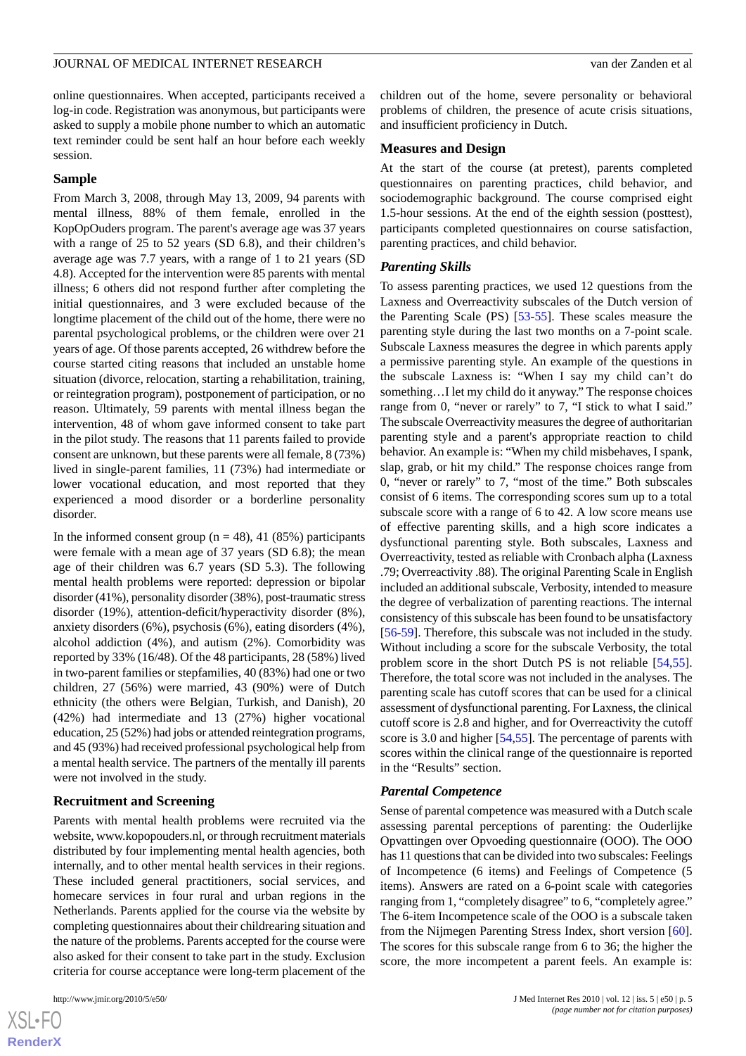online questionnaires. When accepted, participants received a log-in code. Registration was anonymous, but participants were asked to supply a mobile phone number to which an automatic text reminder could be sent half an hour before each weekly session.

### Sample

From March 3, 2008, through May 13, 2009, 94 parents with mental illness, 88% of them female, enrolled in the KopOpOuders program. The parent's average age was 37 years with a range of 25 to 52 years (SD 6.8), and their children's average age was 7.7 years, with a range of 1 to 21 years (SD 4.8). Accepted for the intervention were 85 parents with mental illness; 6 others did not respond further after completing the initial questionnaires, and 3 were excluded because of the longtime placement of the child out of the home, there were no parental psychological problems, or the children were over 21 years of age. Of those parents accepted, 26 withdrew before the course started citing reasons that included an unstable home situation (divorce, relocation, starting a rehabilitation, training, or reintegration program), postponement of participation, or no reason. Ultimately, 59 parents with mental illness began the intervention, 48 of whom gave informed consent to take part in the pilot study. The reasons that 11 parents failed to provide consent are unknown, but these parents were all female, 8 (73%) lived in single-parent families, 11 (73%) had intermediate or lower vocational education, and most reported that they experienced a mood disorder or a borderline personality disorder.

In the informed consent group (n = 48), 41 (85%) participants were female with a mean age of 37 years (SD 6.8); the mean age of their children was 6.7 years (SD 5.3). The following mental health problems were reported: depression or bipolar disorder (41%), personality disorder (38%), post-traumatic stress disorder (19%), attention-deficit/hyperactivity disorder (8%), anxiety disorders (6%), psychosis (6%), eating disorders (4%), alcohol addiction (4%), and autism (2%). Comorbidity was reported by 33% (16/48). Of the 48 participants, 28 (58%) lived in two-parent families or stepfamilies, 40 (83%) had one or two children, 27 (56%) were married, 43 (90%) were of Dutch ethnicity (the others were Belgian, Turkish, and Danish), 20 (42%) had intermediate and 13 (27%) higher vocational education, 25 (52%) had jobs or attended reintegration programs, and 45 (93%) had received professional psychological help from a mental health service. The partners of the mentally ill parents were not involved in the study.

### Recruitment and Screening

Parents with mental health problems were recruited via the website, www.kopopouders.nl, or through recruitment materials distributed by four implementing mental health agencies, both internally, and to other mental health services in their regions. These included general practitioners, social services, and homecare services in four rural and urban regions in the Netherlands. Parents applied for the course via the website by completing questionnaires about their childrearing situation and the nature of the problems. Parents accepted for the course were also asked for their consent to take part in the study. Exclusion criteria for course acceptance were long-term placement of the children out of the home, severe personality or behavioral problems of children, the presence of acute crisis situations, and insufficient proficiency in Dutch.

### Measures and Design

At the start of the course (at pretest), parents completed questionnaires on parenting practices, child behavior, and sociodemographic background. The course comprised eight 1.5-hour sessions. At the end of the eighth session (posttest), participants completed questionnaires on course satisfaction, parenting practices, and child behavior.

#### *Parenting Skills*

To assess parenting practices, we used 12 questions from the Laxness and Overreactivity subscales of the Dutch version of the Parenting Scale (PS) [53-55]. These scales measure the parenting style during the last two months on a 7-point scale. Subscale Laxness measures the degree in which parents apply a permissive parenting style. An example of the questions in the subscale Laxness is: "When I say my child can't do something…I let my child do it anyway." The response choices range from 0, "never or rarely" to 7, "I stick to what I said." The subscale Overreactivity measures the degree of authoritarian parenting style and a parent's appropriate reaction to child behavior. An example is: "When my child misbehaves, I spank, slap, grab, or hit my child." The response choices range from 0, "never or rarely" to 7, "most of the time." Both subscales consist of 6 items. The corresponding scores sum up to a total subscale score with a range of 6 to 42. A low score means use of effective parenting skills, and a high score indicates a dysfunctional parenting style. Both subscales, Laxness and Overreactivity, tested as reliable with Cronbach alpha (Laxness .79; Overreactivity .88). The original Parenting Scale in English included an additional subscale, Verbosity, intended to measure the degree of verbalization of parenting reactions. The internal consistency of this subscale has been found to be unsatisfactory [56-59]. Therefore, this subscale was not included in the study. Without including a score for the subscale Verbosity, the total problem score in the short Dutch PS is not reliable [54,55]. Therefore, the total score was not included in the analyses. The parenting scale has cutoff scores that can be used for a clinical assessment of dysfunctional parenting. For Laxness, the clinical cutoff score is 2.8 and higher, and for Overreactivity the cutoff score is 3.0 and higher [54,55]. The percentage of parents with scores within the clinical range of the questionnaire is reported in the "Results" section.

#### *Parental Competence*

Sense of parental competence was measured with a Dutch scale assessing parental perceptions of parenting: the Ouderlijke Opvattingen over Opvoeding questionnaire (OOO). The OOO has 11 questions that can be divided into two subscales: Feelings of Incompetence (6 items) and Feelings of Competence (5 items). Answers are rated on a 6-point scale with categories ranging from 1, "completely disagree" to 6, "completely agree." The 6-item Incompetence scale of the OOO is a subscale taken from the Nijmegen Parenting Stress Index, short version [60]. The scores for this subscale range from 6 to 36; the higher the score, the more incompetent a parent feels. An example is: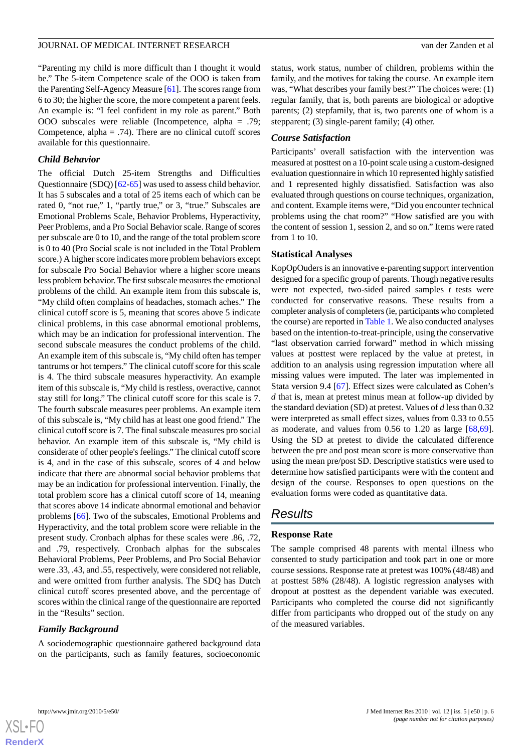"Parenting my child is more difficult than I thought it would be." The 5-item Competence scale of the OOO is taken from the Parenting Self-Agency Measure [61]. The scores range from 6 to 30; the higher the score, the more competent a parent feels. An example is: "I feel confident in my role as parent." Both OOO subscales were reliable (Incompetence, alpha = .79; Competence, alpha = .74). There are no clinical cutoff scores available for this questionnaire.

### Child Behavior

The official Dutch 25-item Strengths and Difficulties Questionnaire (SDQ) [62-65] was used to assess child behavior. It has 5 subscales and a total of 25 items each of which can be rated 0, "not rue," 1, "partly true," or 3, "true." Subscales are Emotional Problems Scale, Behavior Problems, Hyperactivity, Peer Problems, and a Pro Social Behavior scale. Range of scores per subscale are 0 to 10, and the range of the total problem score is 0 to 40 (Pro Social scale is not included in the Total Problem score.) A higher score indicates more problem behaviors except for subscale Pro Social Behavior where a higher score means less problem behavior. The first subscale measures the emotional problems of the child. An example item from this subscale is, "My child often complains of headaches, stomach aches." The clinical cutoff score is 5, meaning that scores above 5 indicate clinical problems, in this case abnormal emotional problems, which may be an indication for professional intervention. The second subscale measures the conduct problems of the child. An example item of this subscale is, "My child often has temper tantrums or hot tempers." The clinical cutoff score for this scale is 4. The third subscale measures hyperactivity. An example item of this subscale is, "My child is restless, overactive, cannot stay still for long." The clinical cutoff score for this scale is 7. The fourth subscale measures peer problems. An example item of this subscale is, "My child has at least one good friend." The clinical cutoff score is 7. The final subscale measures pro social behavior. An example item of this subscale is, "My child is considerate of other people's feelings." The clinical cutoff score is 4, and in the case of this subscale, scores of 4 and below indicate that there are abnormal social behavior problems that may be an indication for professional intervention. Finally, the total problem score has a clinical cutoff score of 14, meaning that scores above 14 indicate abnormal emotional and behavior problems [66]. Two of the subscales, Emotional Problems and Hyperactivity, and the total problem score were reliable in the present study. Cronbach alphas for these scales were .86, .72, and .79, respectively. Cronbach alphas for the subscales Behavioral Problems, Peer Problems, and Pro Social Behavior were .33, .43, and .55, respectively, were considered not reliable, and were omitted from further analysis. The SDQ has Dutch clinical cutoff scores presented above, and the percentage of scores within the clinical range of the questionnaire are reported in the "Results" section.

### Family Background

A sociodemographic questionnaire gathered background data on the participants, such as family features, socioeconomic status, work status, number of children, problems within the family, and the motives for taking the course. An example item was, "What describes your family best?" The choices were: (1) regular family, that is, both parents are biological or adoptive parents; (2) stepfamily, that is, two parents one of whom is a stepparent; (3) single-parent family; (4) other.

### Course Satisfaction

Participants' overall satisfaction with the intervention was measured at posttest on a 10-point scale using a custom-designed evaluation questionnaire in which 10 represented highly satisfied and 1 represented highly dissatisfied. Satisfaction was also evaluated through questions on course techniques, organization, and content. Example items were, "Did you encounter technical problems using the chat room?" "How satisfied are you with the content of session 1, session 2, and so on." Items were rated from 1 to 10.

## Statistical Analyses

KopOpOuders is an innovative e-parenting support intervention designed for a specific group of parents. Though negative results were not expected, two-sided paired samples *t* tests were conducted for conservative reasons. These results from a completer analysis of completers (ie, participants who completed the course) are reported in Table 1. We also conducted analyses based on the intention-to-treat-principle, using the conservative "last observation carried forward" method in which missing values at posttest were replaced by the value at pretest, in addition to an analysis using regression imputation where all missing values were imputed. The later was implemented in Stata version 9.4 [67]. Effect sizes were calculated as Cohen's *d* that is, mean at pretest minus mean at follow-up divided by the standard deviation (SD) at pretest. Values of *d* less than 0.32 were interpreted as small effect sizes, values from 0.33 to 0.55 as moderate, and values from 0.56 to 1.20 as large [68,69]. Using the SD at pretest to divide the calculated difference between the pre and post mean score is more conservative than using the mean pre/post SD. Descriptive statistics were used to determine how satisfied participants were with the content and design of the course. Responses to open questions on the evaluation forms were coded as quantitative data.

# Results

## Response Rate

The sample comprised 48 parents with mental illness who consented to study participation and took part in one or more course sessions. Response rate at pretest was 100% (48/48) and at posttest 58% (28/48). A logistic regression analyses with dropout at posttest as the dependent variable was executed. Participants who completed the course did not significantly differ from participants who dropped out of the study on any of the measured variables.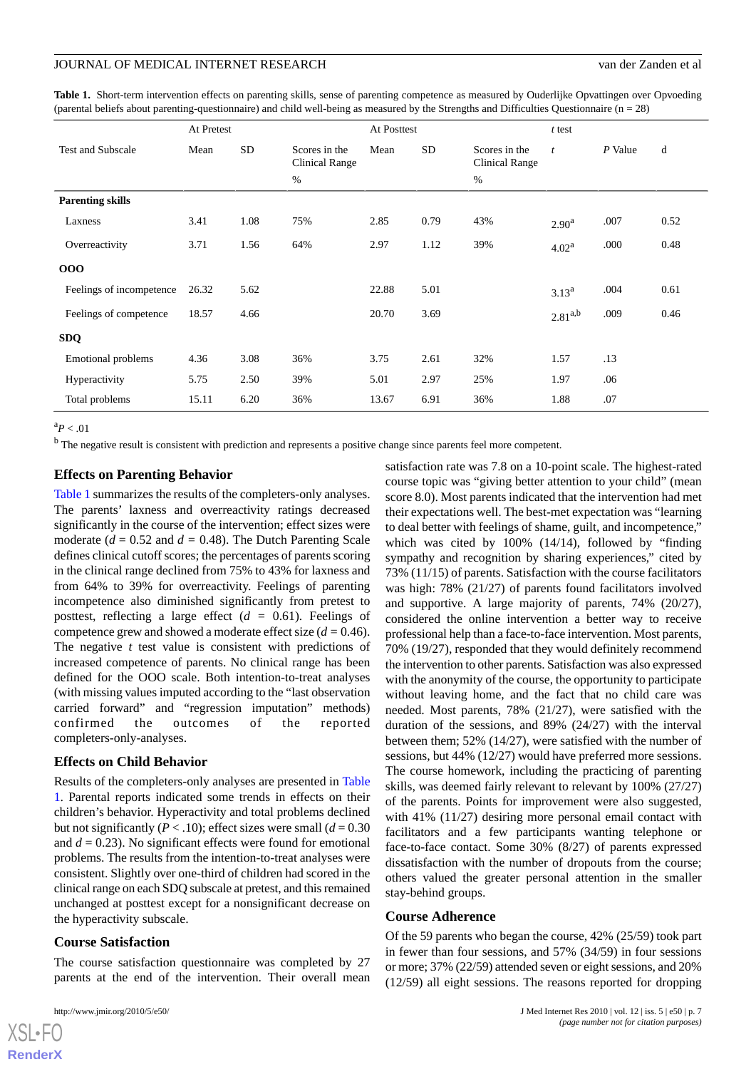**Table 1.** Short-term intervention effects on parenting skills, sense of parenting competence as measured by Ouderlijke Opvattingen over Opvoeding (parental beliefs about parenting-questionnaire) and child well-being as measured by the Strengths and Difficulties Questionnaire (n = 28)

| Test and Subscale | At Pretest | | | At Posttest | | | t test | | |
|---|---|---|---|---|---|---|---|---|---|
| | Mean | SD | Scores in the Clinical Range % | Mean | SD | Scores in the Clinical Range % | *t* | *P* Value | d |
| **Parenting skills** | | | | | | | | | |
| Laxness | 3.41 | 1.08 | 75% | 2.85 | 0.79 | 43% | 2.90[a] | .007 | 0.52 |
| Overreactivity | 3.71 | 1.56 | 64% | 2.97 | 1.12 | 39% | 4.02[a] | .000 | 0.48 |
| **OOO** | | | | | | | | | |
| Feelings of incompetence | 26.32 | 5.62 | | 22.88 | 5.01 | | 3.13[a] | .004 | 0.61 |
| Feelings of competence | 18.57 | 4.66 | | 20.70 | 3.69 | | 2.81[a,b] | .009 | 0.46 |
| **SDQ** | | | | | | | | | |
| Emotional problems | 4.36 | 3.08 | 36% | 3.75 | 2.61 | 32% | 1.57 | .13 | |
| Hyperactivity | 5.75 | 2.50 | 39% | 5.01 | 2.97 | 25% | 1.97 | .06 | |
| Total problems | 15.11 | 6.20 | 36% | 13.67 | 6.91 | 36% | 1.88 | .07 | |

[a] $P < .01$

[b] The negative result is consistent with prediction and represents a positive change since parents feel more competent.

## Effects on Parenting Behavior

Table 1 summarizes the results of the completers-only analyses. The parents' laxness and overreactivity ratings decreased significantly in the course of the intervention; effect sizes were moderate ($d = 0.52$ and $d = 0.48$). The Dutch Parenting Scale defines clinical cutoff scores; the percentages of parents scoring in the clinical range declined from 75% to 43% for laxness and from 64% to 39% for overreactivity. Feelings of parenting incompetence also diminished significantly from pretest to posttest, reflecting a large effect ($d = 0.61$). Feelings of competence grew and showed a moderate effect size ($d = 0.46$). The negative *t* test value is consistent with predictions of increased competence of parents. No clinical range has been defined for the OOO scale. Both intention-to-treat analyses (with missing values imputed according to the "last observation carried forward" and "regression imputation" methods) confirmed the outcomes of the reported completers-only-analyses.

## Effects on Child Behavior

Results of the completers-only analyses are presented in Table 1. Parental reports indicated some trends in effects on their children's behavior. Hyperactivity and total problems declined but not significantly ($P < .10$); effect sizes were small ($d = 0.30$ and $d = 0.23$). No significant effects were found for emotional problems. The results from the intention-to-treat analyses were consistent. Slightly over one-third of children had scored in the clinical range on each SDQ subscale at pretest, and this remained unchanged at posttest except for a nonsignificant decrease on the hyperactivity subscale.

## Course Satisfaction

The course satisfaction questionnaire was completed by 27 parents at the end of the intervention. Their overall mean satisfaction rate was 7.8 on a 10-point scale. The highest-rated course topic was "giving better attention to your child" (mean score 8.0). Most parents indicated that the intervention had met their expectations well. The best-met expectation was "learning to deal better with feelings of shame, guilt, and incompetence," which was cited by 100% (14/14), followed by "finding sympathy and recognition by sharing experiences," cited by 73% (11/15) of parents. Satisfaction with the course facilitators was high: 78% (21/27) of parents found facilitators involved and supportive. A large majority of parents, 74% (20/27), considered the online intervention a better way to receive professional help than a face-to-face intervention. Most parents, 70% (19/27), responded that they would definitely recommend the intervention to other parents. Satisfaction was also expressed with the anonymity of the course, the opportunity to participate without leaving home, and the fact that no child care was needed. Most parents, 78% (21/27), were satisfied with the duration of the sessions, and 89% (24/27) with the interval between them; 52% (14/27), were satisfied with the number of sessions, but 44% (12/27) would have preferred more sessions. The course homework, including the practicing of parenting skills, was deemed fairly relevant to relevant by 100% (27/27) of the parents. Points for improvement were also suggested, with 41% (11/27) desiring more personal email contact with facilitators and a few participants wanting telephone or face-to-face contact. Some 30% (8/27) of parents expressed dissatisfaction with the number of dropouts from the course; others valued the greater personal attention in the smaller stay-behind groups.

## Course Adherence

Of the 59 parents who began the course, 42% (25/59) took part in fewer than four sessions, and 57% (34/59) in four sessions or more; 37% (22/59) attended seven or eight sessions, and 20% (12/59) all eight sessions. The reasons reported for dropping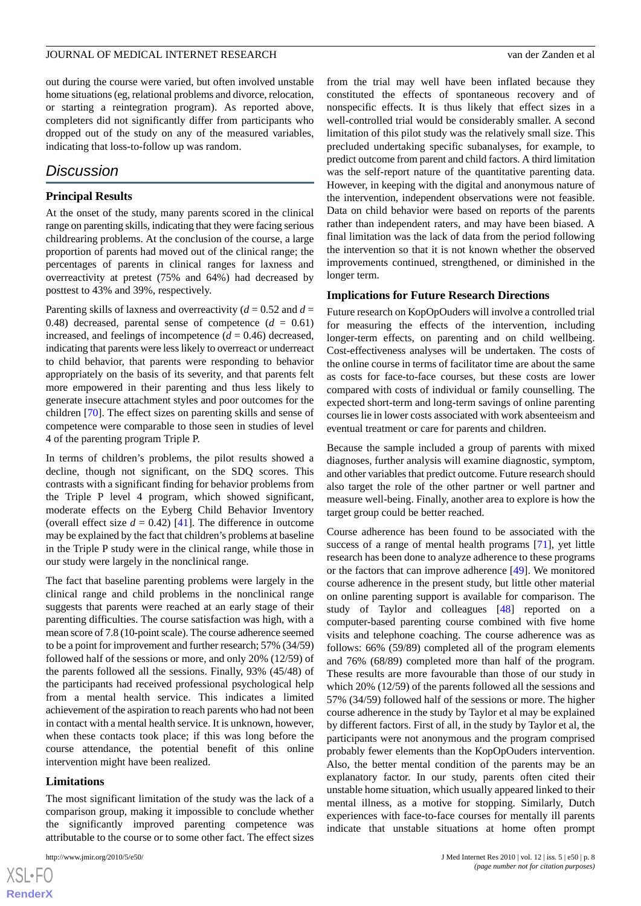out during the course were varied, but often involved unstable home situations (eg, relational problems and divorce, relocation, or starting a reintegration program). As reported above, completers did not significantly differ from participants who dropped out of the study on any of the measured variables, indicating that loss-to-follow up was random.

## Discussion

### Principal Results

At the onset of the study, many parents scored in the clinical range on parenting skills, indicating that they were facing serious childrearing problems. At the conclusion of the course, a large proportion of parents had moved out of the clinical range; the percentages of parents in clinical ranges for laxness and overreactivity at pretest (75% and 64%) had decreased by posttest to 43% and 39%, respectively.

Parenting skills of laxness and overreactivity ($d$ = 0.52 and $d$ = 0.48) decreased, parental sense of competence ($d$ = 0.61) increased, and feelings of incompetence ($d$ = 0.46) decreased, indicating that parents were less likely to overreact or underreact to child behavior, that parents were responding to behavior appropriately on the basis of its severity, and that parents felt more empowered in their parenting and thus less likely to generate insecure attachment styles and poor outcomes for the children [70]. The effect sizes on parenting skills and sense of competence were comparable to those seen in studies of level 4 of the parenting program Triple P.

In terms of children's problems, the pilot results showed a decline, though not significant, on the SDQ scores. This contrasts with a significant finding for behavior problems from the Triple P level 4 program, which showed significant, moderate effects on the Eyberg Child Behavior Inventory (overall effect size $d$ = 0.42) [41]. The difference in outcome may be explained by the fact that children's problems at baseline in the Triple P study were in the clinical range, while those in our study were largely in the nonclinical range.

The fact that baseline parenting problems were largely in the clinical range and child problems in the nonclinical range suggests that parents were reached at an early stage of their parenting difficulties. The course satisfaction was high, with a mean score of 7.8 (10-point scale). The course adherence seemed to be a point for improvement and further research; 57% (34/59) followed half of the sessions or more, and only 20% (12/59) of the parents followed all the sessions. Finally, 93% (45/48) of the participants had received professional psychological help from a mental health service. This indicates a limited achievement of the aspiration to reach parents who had not been in contact with a mental health service. It is unknown, however, when these contacts took place; if this was long before the course attendance, the potential benefit of this online intervention might have been realized.

### Limitations

The most significant limitation of the study was the lack of a comparison group, making it impossible to conclude whether the significantly improved parenting competence was attributable to the course or to some other fact. The effect sizes from the trial may well have been inflated because they constituted the effects of spontaneous recovery and of nonspecific effects. It is thus likely that effect sizes in a well-controlled trial would be considerably smaller. A second limitation of this pilot study was the relatively small size. This precluded undertaking specific subanalyses, for example, to predict outcome from parent and child factors. A third limitation was the self-report nature of the quantitative parenting data. However, in keeping with the digital and anonymous nature of the intervention, independent observations were not feasible. Data on child behavior were based on reports of the parents rather than independent raters, and may have been biased. A final limitation was the lack of data from the period following the intervention so that it is not known whether the observed improvements continued, strengthened, or diminished in the longer term.

### Implications for Future Research Directions

Future research on KopOpOuders will involve a controlled trial for measuring the effects of the intervention, including longer-term effects, on parenting and on child wellbeing. Cost-effectiveness analyses will be undertaken. The costs of the online course in terms of facilitator time are about the same as costs for face-to-face courses, but these costs are lower compared with costs of individual or family counselling. The expected short-term and long-term savings of online parenting courses lie in lower costs associated with work absenteeism and eventual treatment or care for parents and children.

Because the sample included a group of parents with mixed diagnoses, further analysis will examine diagnostic, symptom, and other variables that predict outcome. Future research should also target the role of the other partner or well partner and measure well-being. Finally, another area to explore is how the target group could be better reached.

Course adherence has been found to be associated with the success of a range of mental health programs [71], yet little research has been done to analyze adherence to these programs or the factors that can improve adherence [49]. We monitored course adherence in the present study, but little other material on online parenting support is available for comparison. The study of Taylor and colleagues [48] reported on a computer-based parenting course combined with five home visits and telephone coaching. The course adherence was as follows: 66% (59/89) completed all of the program elements and 76% (68/89) completed more than half of the program. These results are more favourable than those of our study in which 20% (12/59) of the parents followed all the sessions and 57% (34/59) followed half of the sessions or more. The higher course adherence in the study by Taylor et al may be explained by different factors. First of all, in the study by Taylor et al, the participants were not anonymous and the program comprised probably fewer elements than the KopOpOuders intervention. Also, the better mental condition of the parents may be an explanatory factor. In our study, parents often cited their unstable home situation, which usually appeared linked to their mental illness, as a motive for stopping. Similarly, Dutch experiences with face-to-face courses for mentally ill parents indicate that unstable situations at home often prompt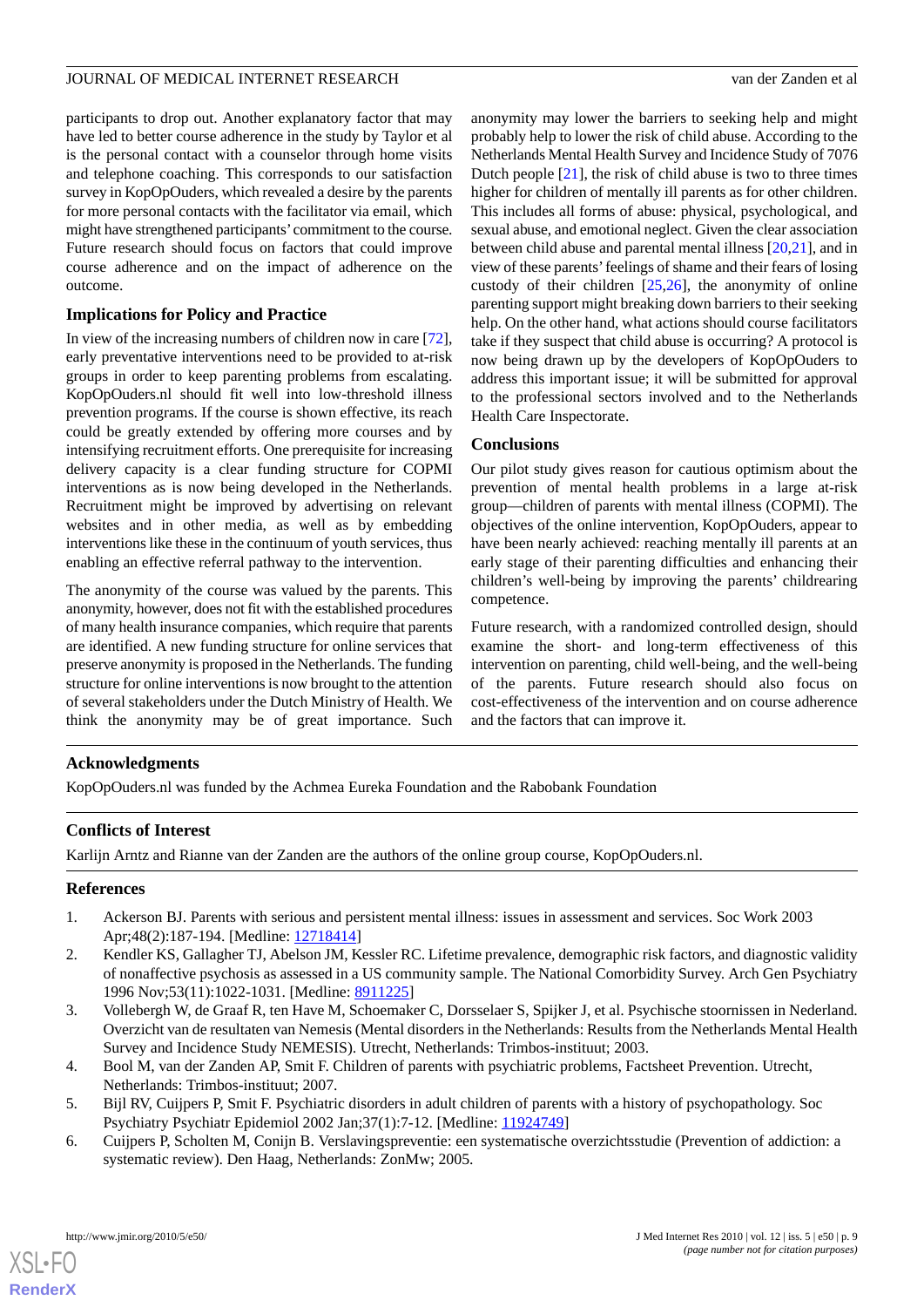participants to drop out. Another explanatory factor that may have led to better course adherence in the study by Taylor et al is the personal contact with a counselor through home visits and telephone coaching. This corresponds to our satisfaction survey in KopOpOuders, which revealed a desire by the parents for more personal contacts with the facilitator via email, which might have strengthened participants' commitment to the course. Future research should focus on factors that could improve course adherence and on the impact of adherence on the outcome.

### Implications for Policy and Practice

In view of the increasing numbers of children now in care [72], early preventative interventions need to be provided to at-risk groups in order to keep parenting problems from escalating. KopOpOuders.nl should fit well into low-threshold illness prevention programs. If the course is shown effective, its reach could be greatly extended by offering more courses and by intensifying recruitment efforts. One prerequisite for increasing delivery capacity is a clear funding structure for COPMI interventions as is now being developed in the Netherlands. Recruitment might be improved by advertising on relevant websites and in other media, as well as by embedding interventions like these in the continuum of youth services, thus enabling an effective referral pathway to the intervention.

The anonymity of the course was valued by the parents. This anonymity, however, does not fit with the established procedures of many health insurance companies, which require that parents are identified. A new funding structure for online services that preserve anonymity is proposed in the Netherlands. The funding structure for online interventions is now brought to the attention of several stakeholders under the Dutch Ministry of Health. We think the anonymity may be of great importance. Such anonymity may lower the barriers to seeking help and might probably help to lower the risk of child abuse. According to the Netherlands Mental Health Survey and Incidence Study of 7076 Dutch people [21], the risk of child abuse is two to three times higher for children of mentally ill parents as for other children. This includes all forms of abuse: physical, psychological, and sexual abuse, and emotional neglect. Given the clear association between child abuse and parental mental illness [20,21], and in view of these parents' feelings of shame and their fears of losing custody of their children [25,26], the anonymity of online parenting support might breaking down barriers to their seeking help. On the other hand, what actions should course facilitators take if they suspect that child abuse is occurring? A protocol is now being drawn up by the developers of KopOpOuders to address this important issue; it will be submitted for approval to the professional sectors involved and to the Netherlands Health Care Inspectorate.

### Conclusions

Our pilot study gives reason for cautious optimism about the prevention of mental health problems in a large at-risk group—children of parents with mental illness (COPMI). The objectives of the online intervention, KopOpOuders, appear to have been nearly achieved: reaching mentally ill parents at an early stage of their parenting difficulties and enhancing their children's well-being by improving the parents' childrearing competence.

Future research, with a randomized controlled design, should examine the short- and long-term effectiveness of this intervention on parenting, child well-being, and the well-being of the parents. Future research should also focus on cost-effectiveness of the intervention and on course adherence and the factors that can improve it.

## Acknowledgments

KopOpOuders.nl was funded by the Achmea Eureka Foundation and the Rabobank Foundation

## Conflicts of Interest

Karlijn Arntz and Rianne van der Zanden are the authors of the online group course, KopOpOuders.nl.

## References

1. Ackerson BJ. Parents with serious and persistent mental illness: issues in assessment and services. Soc Work 2003 Apr;48(2):187-194. [Medline: 12718414]
2. Kendler KS, Gallagher TJ, Abelson JM, Kessler RC. Lifetime prevalence, demographic risk factors, and diagnostic validity of nonaffective psychosis as assessed in a US community sample. The National Comorbidity Survey. Arch Gen Psychiatry 1996 Nov;53(11):1022-1031. [Medline: 8911225]
3. Vollebergh W, de Graaf R, ten Have M, Schoemaker C, Dorsselaer S, Spijker J, et al. Psychische stoornissen in Nederland. Overzicht van de resultaten van Nemesis (Mental disorders in the Netherlands: Results from the Netherlands Mental Health Survey and Incidence Study NEMESIS). Utrecht, Netherlands: Trimbos-instituut; 2003.
4. Bool M, van der Zanden AP, Smit F. Children of parents with psychiatric problems, Factsheet Prevention. Utrecht, Netherlands: Trimbos-instituut; 2007.
5. Bijl RV, Cuijpers P, Smit F. Psychiatric disorders in adult children of parents with a history of psychopathology. Soc Psychiatry Psychiatr Epidemiol 2002 Jan;37(1):7-12. [Medline: 11924749]
6. Cuijpers P, Scholten M, Conijn B. Verslavingspreventie: een systematische overzichtsstudie (Prevention of addiction: a systematic review). Den Haag, Netherlands: ZonMw; 2005.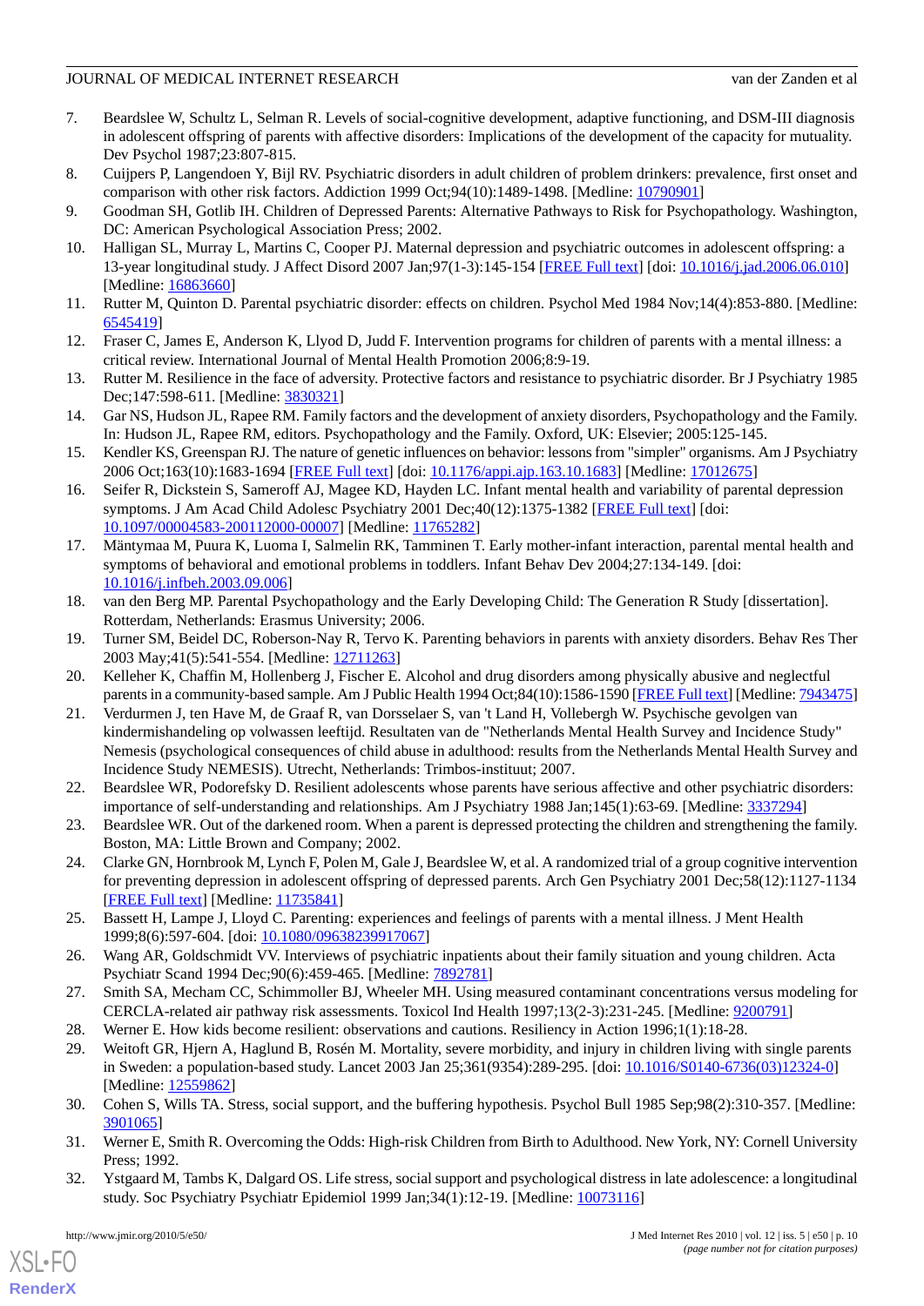7. Beardslee W, Schultz L, Selman R. Levels of social-cognitive development, adaptive functioning, and DSM-III diagnosis in adolescent offspring of parents with affective disorders: Implications of the development of the capacity for mutuality. Dev Psychol 1987;23:807-815.
8. Cuijpers P, Langendoen Y, Bijl RV. Psychiatric disorders in adult children of problem drinkers: prevalence, first onset and comparison with other risk factors. Addiction 1999 Oct;94(10):1489-1498. [Medline: 10790901]
9. Goodman SH, Gotlib IH. Children of Depressed Parents: Alternative Pathways to Risk for Psychopathology. Washington, DC: American Psychological Association Press; 2002.
10. Halligan SL, Murray L, Martins C, Cooper PJ. Maternal depression and psychiatric outcomes in adolescent offspring: a 13-year longitudinal study. J Affect Disord 2007 Jan;97(1-3):145-154 [FREE Full text] [doi: 10.1016/j.jad.2006.06.010] [Medline: 16863660]
11. Rutter M, Quinton D. Parental psychiatric disorder: effects on children. Psychol Med 1984 Nov;14(4):853-880. [Medline: 6545419]
12. Fraser C, James E, Anderson K, Llyod D, Judd F. Intervention programs for children of parents with a mental illness: a critical review. International Journal of Mental Health Promotion 2006;8:9-19.
13. Rutter M. Resilience in the face of adversity. Protective factors and resistance to psychiatric disorder. Br J Psychiatry 1985 Dec;147:598-611. [Medline: 3830321]
14. Gar NS, Hudson JL, Rapee RM. Family factors and the development of anxiety disorders, Psychopathology and the Family. In: Hudson JL, Rapee RM, editors. Psychopathology and the Family. Oxford, UK: Elsevier; 2005:125-145.
15. Kendler KS, Greenspan RJ. The nature of genetic influences on behavior: lessons from "simpler" organisms. Am J Psychiatry 2006 Oct;163(10):1683-1694 [FREE Full text] [doi: 10.1176/appi.ajp.163.10.1683] [Medline: 17012675]
16. Seifer R, Dickstein S, Sameroff AJ, Magee KD, Hayden LC. Infant mental health and variability of parental depression symptoms. J Am Acad Child Adolesc Psychiatry 2001 Dec;40(12):1375-1382 [FREE Full text] [doi: 10.1097/00004583-200112000-00007] [Medline: 11765282]
17. Mäntymaa M, Puura K, Luoma I, Salmelin RK, Tamminen T. Early mother-infant interaction, parental mental health and symptoms of behavioral and emotional problems in toddlers. Infant Behav Dev 2004;27:134-149. [doi: 10.1016/j.infbeh.2003.09.006]
18. van den Berg MP. Parental Psychopathology and the Early Developing Child: The Generation R Study [dissertation]. Rotterdam, Netherlands: Erasmus University; 2006.
19. Turner SM, Beidel DC, Roberson-Nay R, Tervo K. Parenting behaviors in parents with anxiety disorders. Behav Res Ther 2003 May;41(5):541-554. [Medline: 12711263]
20. Kelleher K, Chaffin M, Hollenberg J, Fischer E. Alcohol and drug disorders among physically abusive and neglectful parents in a community-based sample. Am J Public Health 1994 Oct;84(10):1586-1590 [FREE Full text] [Medline: 7943475]
21. Verdurmen J, ten Have M, de Graaf R, van Dorsselaer S, van 't Land H, Vollebergh W. Psychische gevolgen van kindermishandeling op volwassen leeftijd. Resultaten van de "Netherlands Mental Health Survey and Incidence Study" Nemesis (psychological consequences of child abuse in adulthood: results from the Netherlands Mental Health Survey and Incidence Study NEMESIS). Utrecht, Netherlands: Trimbos-instituut; 2007.
22. Beardslee WR, Podorefsky D. Resilient adolescents whose parents have serious affective and other psychiatric disorders: importance of self-understanding and relationships. Am J Psychiatry 1988 Jan;145(1):63-69. [Medline: 3337294]
23. Beardslee WR. Out of the darkened room. When a parent is depressed protecting the children and strengthening the family. Boston, MA: Little Brown and Company; 2002.
24. Clarke GN, Hornbrook M, Lynch F, Polen M, Gale J, Beardslee W, et al. A randomized trial of a group cognitive intervention for preventing depression in adolescent offspring of depressed parents. Arch Gen Psychiatry 2001 Dec;58(12):1127-1134 [FREE Full text] [Medline: 11735841]
25. Bassett H, Lampe J, Lloyd C. Parenting: experiences and feelings of parents with a mental illness. J Ment Health 1999;8(6):597-604. [doi: 10.1080/09638239917067]
26. Wang AR, Goldschmidt VV. Interviews of psychiatric inpatients about their family situation and young children. Acta Psychiatr Scand 1994 Dec;90(6):459-465. [Medline: 7892781]
27. Smith SA, Mecham CC, Schimmoller BJ, Wheeler MH. Using measured contaminant concentrations versus modeling for CERCLA-related air pathway risk assessments. Toxicol Ind Health 1997;13(2-3):231-245. [Medline: 9200791]
28. Werner E. How kids become resilient: observations and cautions. Resiliency in Action 1996;1(1):18-28.
29. Weitoft GR, Hjern A, Haglund B, Rosén M. Mortality, severe morbidity, and injury in children living with single parents in Sweden: a population-based study. Lancet 2003 Jan 25;361(9354):289-295. [doi: 10.1016/S0140-6736(03)12324-0] [Medline: 12559862]
30. Cohen S, Wills TA. Stress, social support, and the buffering hypothesis. Psychol Bull 1985 Sep;98(2):310-357. [Medline: 3901065]
31. Werner E, Smith R. Overcoming the Odds: High-risk Children from Birth to Adulthood. New York, NY: Cornell University Press; 1992.
32. Ystgaard M, Tambs K, Dalgard OS. Life stress, social support and psychological distress in late adolescence: a longitudinal study. Soc Psychiatry Psychiatr Epidemiol 1999 Jan;34(1):12-19. [Medline: 10073116]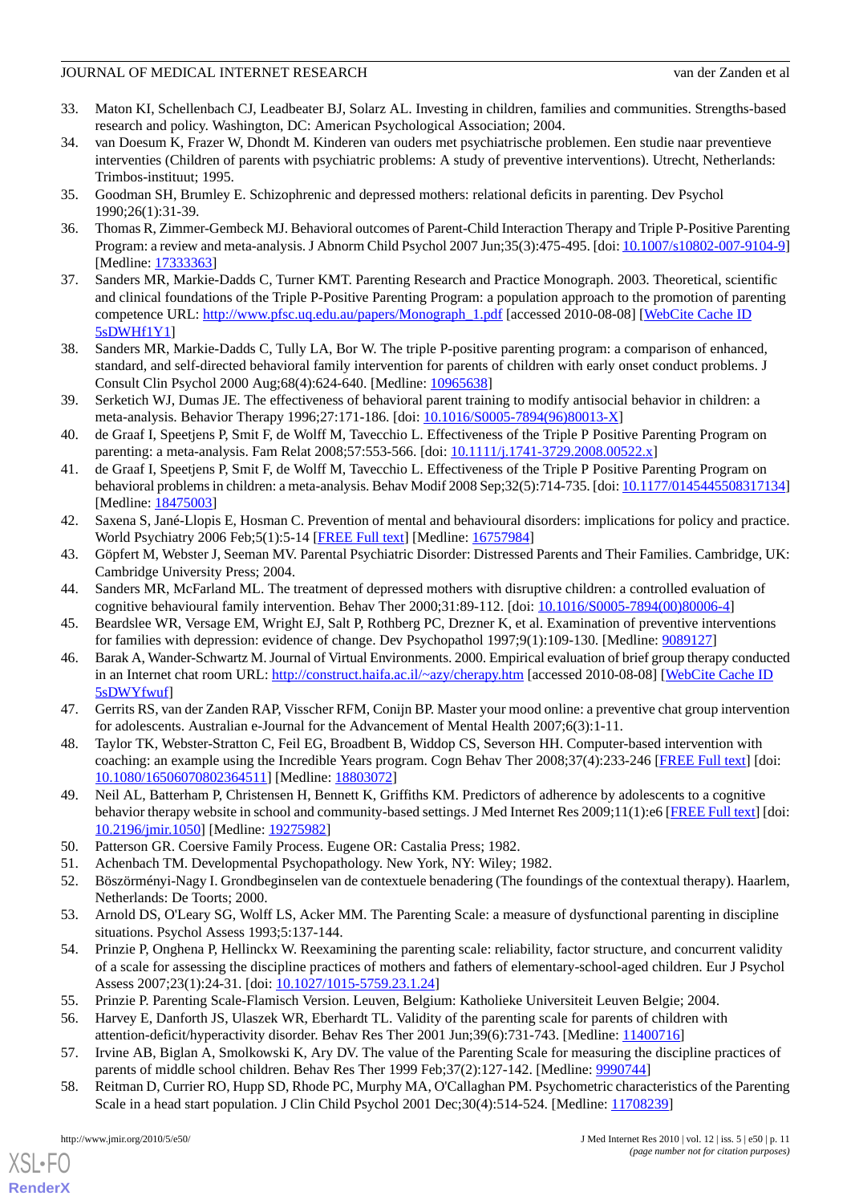33. Maton KI, Schellenbach CJ, Leadbeater BJ, Solarz AL. Investing in children, families and communities. Strengths-based research and policy. Washington, DC: American Psychological Association; 2004.
34. van Doesum K, Frazer W, Dhondt M. Kinderen van ouders met psychiatrische problemen. Een studie naar preventieve interventies (Children of parents with psychiatric problems: A study of preventive interventions). Utrecht, Netherlands: Trimbos-instituut; 1995.
35. Goodman SH, Brumley E. Schizophrenic and depressed mothers: relational deficits in parenting. Dev Psychol 1990;26(1):31-39.
36. Thomas R, Zimmer-Gembeck MJ. Behavioral outcomes of Parent-Child Interaction Therapy and Triple P-Positive Parenting Program: a review and meta-analysis. J Abnorm Child Psychol 2007 Jun;35(3):475-495. [doi: 10.1007/s10802-007-9104-9] [Medline: 17333363]
37. Sanders MR, Markie-Dadds C, Turner KMT. Parenting Research and Practice Monograph. 2003. Theoretical, scientific and clinical foundations of the Triple P-Positive Parenting Program: a population approach to the promotion of parenting competence URL: http://www.pfsc.uq.edu.au/papers/Monograph_1.pdf [accessed 2010-08-08] [WebCite Cache ID 5sDWHf1Y1]
38. Sanders MR, Markie-Dadds C, Tully LA, Bor W. The triple P-positive parenting program: a comparison of enhanced, standard, and self-directed behavioral family intervention for parents of children with early onset conduct problems. J Consult Clin Psychol 2000 Aug;68(4):624-640. [Medline: 10965638]
39. Serketich WJ, Dumas JE. The effectiveness of behavioral parent training to modify antisocial behavior in children: a meta-analysis. Behavior Therapy 1996;27:171-186. [doi: 10.1016/S0005-7894(96)80013-X]
40. de Graaf I, Speetjens P, Smit F, de Wolff M, Tavecchio L. Effectiveness of the Triple P Positive Parenting Program on parenting: a meta-analysis. Fam Relat 2008;57:553-566. [doi: 10.1111/j.1741-3729.2008.00522.x]
41. de Graaf I, Speetjens P, Smit F, de Wolff M, Tavecchio L. Effectiveness of the Triple P Positive Parenting Program on behavioral problems in children: a meta-analysis. Behav Modif 2008 Sep;32(5):714-735. [doi: 10.1177/0145445508317134] [Medline: 18475003]
42. Saxena S, Jané-Llopis E, Hosman C. Prevention of mental and behavioural disorders: implications for policy and practice. World Psychiatry 2006 Feb;5(1):5-14 [FREE Full text] [Medline: 16757984]
43. Göpfert M, Webster J, Seeman MV. Parental Psychiatric Disorder: Distressed Parents and Their Families. Cambridge, UK: Cambridge University Press; 2004.
44. Sanders MR, McFarland ML. The treatment of depressed mothers with disruptive children: a controlled evaluation of cognitive behavioural family intervention. Behav Ther 2000;31:89-112. [doi: 10.1016/S0005-7894(00)80006-4]
45. Beardslee WR, Versage EM, Wright EJ, Salt P, Rothberg PC, Drezner K, et al. Examination of preventive interventions for families with depression: evidence of change. Dev Psychopathol 1997;9(1):109-130. [Medline: 9089127]
46. Barak A, Wander-Schwartz M. Journal of Virtual Environments. 2000. Empirical evaluation of brief group therapy conducted in an Internet chat room URL: http://construct.haifa.ac.il/~azy/cherapy.htm [accessed 2010-08-08] [WebCite Cache ID 5sDWYfwuf]
47. Gerrits RS, van der Zanden RAP, Visscher RFM, Conijn BP. Master your mood online: a preventive chat group intervention for adolescents. Australian e-Journal for the Advancement of Mental Health 2007;6(3):1-11.
48. Taylor TK, Webster-Stratton C, Feil EG, Broadbent B, Widdop CS, Severson HH. Computer-based intervention with coaching: an example using the Incredible Years program. Cogn Behav Ther 2008;37(4):233-246 [FREE Full text] [doi: 10.1080/16506070802364511] [Medline: 18803072]
49. Neil AL, Batterham P, Christensen H, Bennett K, Griffiths KM. Predictors of adherence by adolescents to a cognitive behavior therapy website in school and community-based settings. J Med Internet Res 2009;11(1):e6 [FREE Full text] [doi: 10.2196/jmir.1050] [Medline: 19275982]
50. Patterson GR. Coersive Family Process. Eugene OR: Castalia Press; 1982.
51. Achenbach TM. Developmental Psychopathology. New York, NY: Wiley; 1982.
52. Böszörményi-Nagy I. Grondbeginselen van de contextuele benadering (The foundings of the contextual therapy). Haarlem, Netherlands: De Toorts; 2000.
53. Arnold DS, O'Leary SG, Wolff LS, Acker MM. The Parenting Scale: a measure of dysfunctional parenting in discipline situations. Psychol Assess 1993;5:137-144.
54. Prinzie P, Onghena P, Hellinckx W. Reexamining the parenting scale: reliability, factor structure, and concurrent validity of a scale for assessing the discipline practices of mothers and fathers of elementary-school-aged children. Eur J Psychol Assess 2007;23(1):24-31. [doi: 10.1027/1015-5759.23.1.24]
55. Prinzie P. Parenting Scale-Flamisch Version. Leuven, Belgium: Katholieke Universiteit Leuven Belgie; 2004.
56. Harvey E, Danforth JS, Ulaszek WR, Eberhardt TL. Validity of the parenting scale for parents of children with attention-deficit/hyperactivity disorder. Behav Res Ther 2001 Jun;39(6):731-743. [Medline: 11400716]
57. Irvine AB, Biglan A, Smolkowski K, Ary DV. The value of the Parenting Scale for measuring the discipline practices of parents of middle school children. Behav Res Ther 1999 Feb;37(2):127-142. [Medline: 9990744]
58. Reitman D, Currier RO, Hupp SD, Rhode PC, Murphy MA, O'Callaghan PM. Psychometric characteristics of the Parenting Scale in a head start population. J Clin Child Psychol 2001 Dec;30(4):514-524. [Medline: 11708239]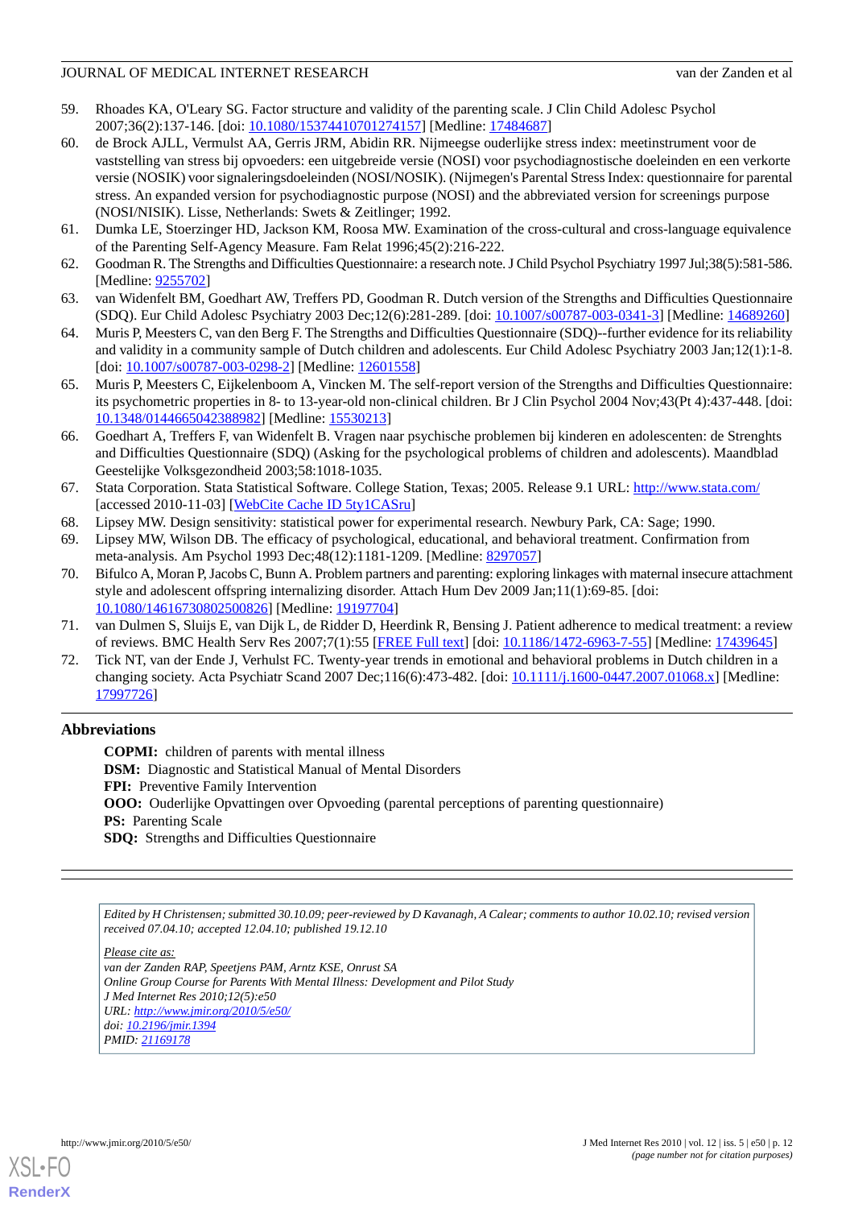59. Rhoades KA, O'Leary SG. Factor structure and validity of the parenting scale. J Clin Child Adolesc Psychol 2007;36(2):137-146. [doi: 10.1080/15374410701274157] [Medline: 17484687]
60. de Brock AJLL, Vermulst AA, Gerris JRM, Abidin RR. Nijmeegse ouderlijke stress index: meetinstrument voor de vaststelling van stress bij opvoeders: een uitgebreide versie (NOSI) voor psychodiagnostische doeleinden en een verkorte versie (NOSIK) voor signaleringsdoeleinden (NOSI/NOSIK). (Nijmegen's Parental Stress Index: questionnaire for parental stress. An expanded version for psychodiagnostic purpose (NOSI) and the abbreviated version for screenings purpose (NOSI/NISIK). Lisse, Netherlands: Swets & Zeitlinger; 1992.
61. Dumka LE, Stoerzinger HD, Jackson KM, Roosa MW. Examination of the cross-cultural and cross-language equivalence of the Parenting Self-Agency Measure. Fam Relat 1996;45(2):216-222.
62. Goodman R. The Strengths and Difficulties Questionnaire: a research note. J Child Psychol Psychiatry 1997 Jul;38(5):581-586. [Medline: 9255702]
63. van Widenfelt BM, Goedhart AW, Treffers PD, Goodman R. Dutch version of the Strengths and Difficulties Questionnaire (SDQ). Eur Child Adolesc Psychiatry 2003 Dec;12(6):281-289. [doi: 10.1007/s00787-003-0341-3] [Medline: 14689260]
64. Muris P, Meesters C, van den Berg F. The Strengths and Difficulties Questionnaire (SDQ)--further evidence for its reliability and validity in a community sample of Dutch children and adolescents. Eur Child Adolesc Psychiatry 2003 Jan;12(1):1-8. [doi: 10.1007/s00787-003-0298-2] [Medline: 12601558]
65. Muris P, Meesters C, Eijkelenboom A, Vincken M. The self-report version of the Strengths and Difficulties Questionnaire: its psychometric properties in 8- to 13-year-old non-clinical children. Br J Clin Psychol 2004 Nov;43(Pt 4):437-448. [doi: 10.1348/0144665042388982] [Medline: 15530213]
66. Goedhart A, Treffers F, van Widenfelt B. Vragen naar psychische problemen bij kinderen en adolescenten: de Strenghts and Difficulties Questionnaire (SDQ) (Asking for the psychological problems of children and adolescents). Maandblad Geestelijke Volksgezondheid 2003;58:1018-1035.
67. Stata Corporation. Stata Statistical Software. College Station, Texas; 2005. Release 9.1 URL: http://www.stata.com/ [accessed 2010-11-03] [WebCite Cache ID 5ty1CASru]
68. Lipsey MW. Design sensitivity: statistical power for experimental research. Newbury Park, CA: Sage; 1990.
69. Lipsey MW, Wilson DB. The efficacy of psychological, educational, and behavioral treatment. Confirmation from meta-analysis. Am Psychol 1993 Dec;48(12):1181-1209. [Medline: 8297057]
70. Bifulco A, Moran P, Jacobs C, Bunn A. Problem partners and parenting: exploring linkages with maternal insecure attachment style and adolescent offspring internalizing disorder. Attach Hum Dev 2009 Jan;11(1):69-85. [doi: 10.1080/14616730802500826] [Medline: 19197704]
71. van Dulmen S, Sluijs E, van Dijk L, de Ridder D, Heerdink R, Bensing J. Patient adherence to medical treatment: a review of reviews. BMC Health Serv Res 2007;7(1):55 [FREE Full text] [doi: 10.1186/1472-6963-7-55] [Medline: 17439645]
72. Tick NT, van der Ende J, Verhulst FC. Twenty-year trends in emotional and behavioral problems in Dutch children in a changing society. Acta Psychiatr Scand 2007 Dec;116(6):473-482. [doi: 10.1111/j.1600-0447.2007.01068.x] [Medline: 17997726]

## Abbreviations

**COPMI:** children of parents with mental illness
**DSM:** Diagnostic and Statistical Manual of Mental Disorders
**FPI:** Preventive Family Intervention
**OOO:** Ouderlijke Opvattingen over Opvoeding (parental perceptions of parenting questionnaire)
**PS:** Parenting Scale
**SDQ:** Strengths and Difficulties Questionnaire

*Edited by H Christensen; submitted 30.10.09; peer-reviewed by D Kavanagh, A Calear; comments to author 10.02.10; revised version received 07.04.10; accepted 12.04.10; published 19.12.10*

*Please cite as:*
*van der Zanden RAP, Speetjens PAM, Arntz KSE, Onrust SA*
*Online Group Course for Parents With Mental Illness: Development and Pilot Study*
*J Med Internet Res 2010;12(5):e50*
*URL: http://www.jmir.org/2010/5/e50/*
*doi: 10.2196/jmir.1394*
*PMID: 21169178*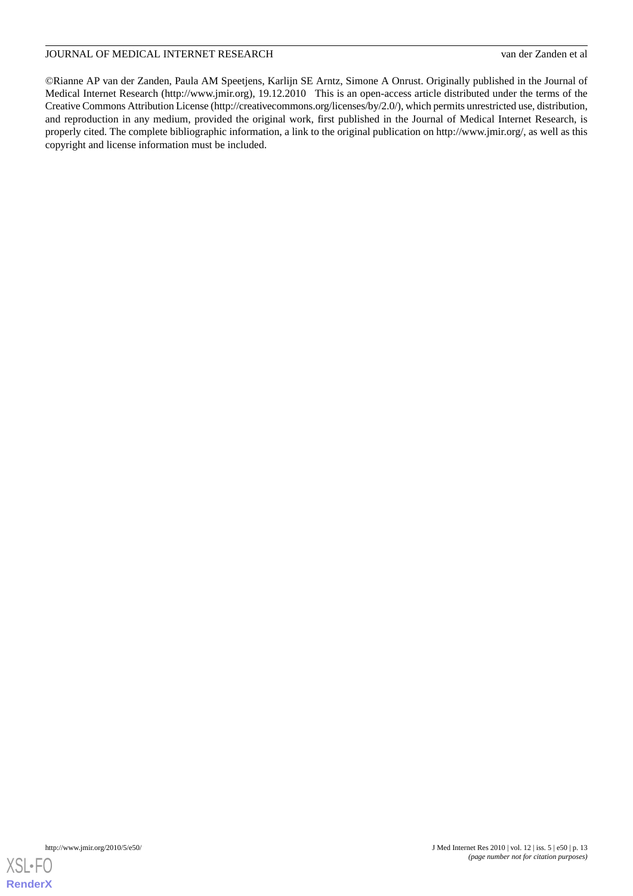©Rianne AP van der Zanden, Paula AM Speetjens, Karlijn SE Arntz, Simone A Onrust. Originally published in the Journal of Medical Internet Research (http://www.jmir.org), 19.12.2010 This is an open-access article distributed under the terms of the Creative Commons Attribution License (http://creativecommons.org/licenses/by/2.0/), which permits unrestricted use, distribution, and reproduction in any medium, provided the original work, first published in the Journal of Medical Internet Research, is properly cited. The complete bibliographic information, a link to the original publication on http://www.jmir.org/, as well as this copyright and license information must be included.